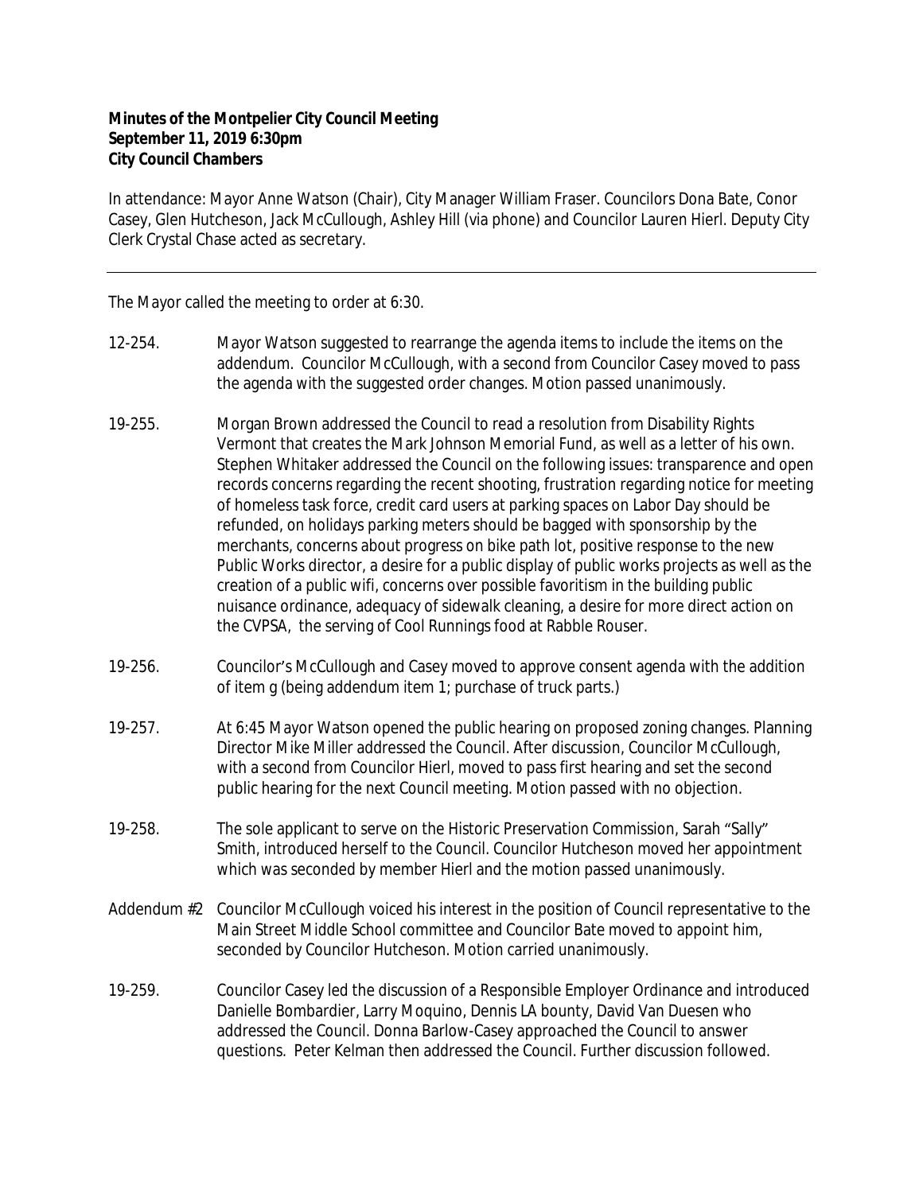**Minutes of the Montpelier City Council Meeting**
**September 11, 2019 6:30pm**
**City Council Chambers**

In attendance: Mayor Anne Watson (Chair), City Manager William Fraser. Councilors Dona Bate, Conor Casey, Glen Hutcheson, Jack McCullough, Ashley Hill (via phone) and Councilor Lauren Hierl. Deputy City Clerk Crystal Chase acted as secretary.

---

The Mayor called the meeting to order at 6:30.

12-254. Mayor Watson suggested to rearrange the agenda items to include the items on the addendum. Councilor McCullough, with a second from Councilor Casey moved to pass the agenda with the suggested order changes. Motion passed unanimously.

19-255. Morgan Brown addressed the Council to read a resolution from Disability Rights Vermont that creates the Mark Johnson Memorial Fund, as well as a letter of his own. Stephen Whitaker addressed the Council on the following issues: transparence and open records concerns regarding the recent shooting, frustration regarding notice for meeting of homeless task force, credit card users at parking spaces on Labor Day should be refunded, on holidays parking meters should be bagged with sponsorship by the merchants, concerns about progress on bike path lot, positive response to the new Public Works director, a desire for a public display of public works projects as well as the creation of a public wifi, concerns over possible favoritism in the building public nuisance ordinance, adequacy of sidewalk cleaning, a desire for more direct action on the CVPSA, the serving of Cool Runnings food at Rabble Rouser.

19-256. Councilor's McCullough and Casey moved to approve consent agenda with the addition of item g (being addendum item 1; purchase of truck parts.)

19-257. At 6:45 Mayor Watson opened the public hearing on proposed zoning changes. Planning Director Mike Miller addressed the Council. After discussion, Councilor McCullough, with a second from Councilor Hierl, moved to pass first hearing and set the second public hearing for the next Council meeting. Motion passed with no objection.

19-258. The sole applicant to serve on the Historic Preservation Commission, Sarah "Sally" Smith, introduced herself to the Council. Councilor Hutcheson moved her appointment which was seconded by member Hierl and the motion passed unanimously.

Addendum #2 Councilor McCullough voiced his interest in the position of Council representative to the Main Street Middle School committee and Councilor Bate moved to appoint him, seconded by Councilor Hutcheson. Motion carried unanimously.

19-259. Councilor Casey led the discussion of a Responsible Employer Ordinance and introduced Danielle Bombardier, Larry Moquino, Dennis LA bounty, David Van Duesen who addressed the Council. Donna Barlow-Casey approached the Council to answer questions. Peter Kelman then addressed the Council. Further discussion followed.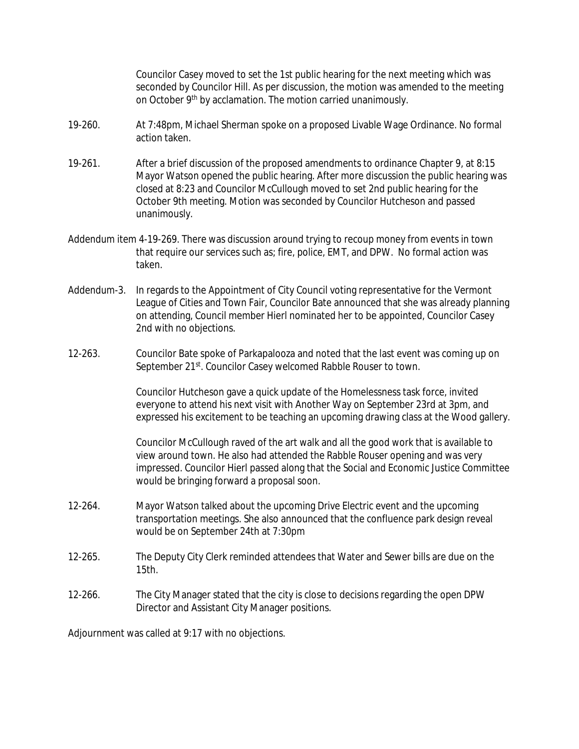Councilor Casey moved to set the 1st public hearing for the next meeting which was seconded by Councilor Hill. As per discussion, the motion was amended to the meeting on October 9th by acclamation. The motion carried unanimously.

19-260. At 7:48pm, Michael Sherman spoke on a proposed Livable Wage Ordinance. No formal action taken.

19-261. After a brief discussion of the proposed amendments to ordinance Chapter 9, at 8:15 Mayor Watson opened the public hearing. After more discussion the public hearing was closed at 8:23 and Councilor McCullough moved to set 2nd public hearing for the October 9th meeting. Motion was seconded by Councilor Hutcheson and passed unanimously.

Addendum item 4-19-269. There was discussion around trying to recoup money from events in town that require our services such as; fire, police, EMT, and DPW. No formal action was taken.

Addendum-3. In regards to the Appointment of City Council voting representative for the Vermont League of Cities and Town Fair, Councilor Bate announced that she was already planning on attending, Council member Hierl nominated her to be appointed, Councilor Casey 2nd with no objections.

12-263. Councilor Bate spoke of Parkapalooza and noted that the last event was coming up on September 21st. Councilor Casey welcomed Rabble Rouser to town.

Councilor Hutcheson gave a quick update of the Homelessness task force, invited everyone to attend his next visit with Another Way on September 23rd at 3pm, and expressed his excitement to be teaching an upcoming drawing class at the Wood gallery.

Councilor McCullough raved of the art walk and all the good work that is available to view around town. He also had attended the Rabble Rouser opening and was very impressed. Councilor Hierl passed along that the Social and Economic Justice Committee would be bringing forward a proposal soon.

12-264. Mayor Watson talked about the upcoming Drive Electric event and the upcoming transportation meetings. She also announced that the confluence park design reveal would be on September 24th at 7:30pm

12-265. The Deputy City Clerk reminded attendees that Water and Sewer bills are due on the 15th.

12-266. The City Manager stated that the city is close to decisions regarding the open DPW Director and Assistant City Manager positions.

Adjournment was called at 9:17 with no objections.